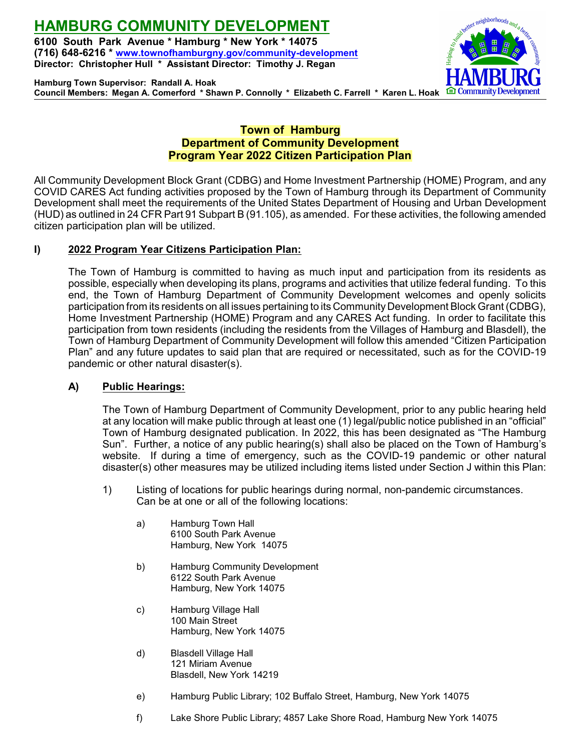# HAMBURG COMMUNITY DEVELOPMENT

**6100 South Park Avenue * Hamburg * New York * 14075**
**(716) 648-6216 * www.townofhamburgny.gov/community-development**
**Director: Christopher Hull * Assistant Director: Timothy J. Regan**

**Hamburg Town Supervisor: Randall A. Hoak**
**Council Members: Megan A. Comerford * Shawn P. Connolly * Elizabeth C. Farrell * Karen L. Hoak**

## Town of Hamburg
## Department of Community Development
## Program Year 2022 Citizen Participation Plan

All Community Development Block Grant (CDBG) and Home Investment Partnership (HOME) Program, and any COVID CARES Act funding activities proposed by the Town of Hamburg through its Department of Community Development shall meet the requirements of the United States Department of Housing and Urban Development (HUD) as outlined in 24 CFR Part 91 Subpart B (91.105), as amended. For these activities, the following amended citizen participation plan will be utilized.

### I) 2022 Program Year Citizens Participation Plan:

The Town of Hamburg is committed to having as much input and participation from its residents as possible, especially when developing its plans, programs and activities that utilize federal funding. To this end, the Town of Hamburg Department of Community Development welcomes and openly solicits participation from its residents on all issues pertaining to its Community Development Block Grant (CDBG), Home Investment Partnership (HOME) Program and any CARES Act funding. In order to facilitate this participation from town residents (including the residents from the Villages of Hamburg and Blasdell), the Town of Hamburg Department of Community Development will follow this amended "Citizen Participation Plan" and any future updates to said plan that are required or necessitated, such as for the COVID-19 pandemic or other natural disaster(s).

#### A) Public Hearings:

The Town of Hamburg Department of Community Development, prior to any public hearing held at any location will make public through at least one (1) legal/public notice published in an "official" Town of Hamburg designated publication. In 2022, this has been designated as "The Hamburg Sun". Further, a notice of any public hearing(s) shall also be placed on the Town of Hamburg's website. If during a time of emergency, such as the COVID-19 pandemic or other natural disaster(s) other measures may be utilized including items listed under Section J within this Plan:

1) Listing of locations for public hearings during normal, non-pandemic circumstances. Can be at one or all of the following locations:

   a) Hamburg Town Hall
   6100 South Park Avenue
   Hamburg, New York 14075

   b) Hamburg Community Development
   6122 South Park Avenue
   Hamburg, New York 14075

   c) Hamburg Village Hall
   100 Main Street
   Hamburg, New York 14075

   d) Blasdell Village Hall
   121 Miriam Avenue
   Blasdell, New York 14219

   e) Hamburg Public Library; 102 Buffalo Street, Hamburg, New York 14075

   f) Lake Shore Public Library; 4857 Lake Shore Road, Hamburg New York 14075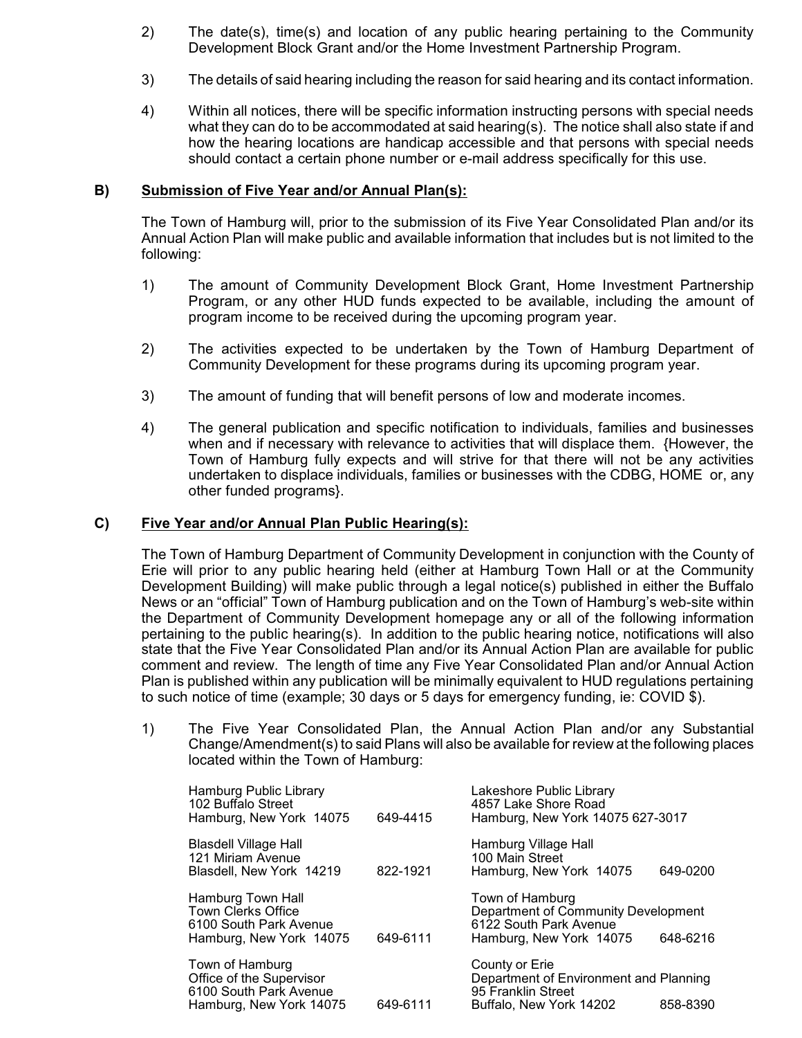2) The date(s), time(s) and location of any public hearing pertaining to the Community Development Block Grant and/or the Home Investment Partnership Program.

3) The details of said hearing including the reason for said hearing and its contact information.

4) Within all notices, there will be specific information instructing persons with special needs what they can do to be accommodated at said hearing(s). The notice shall also state if and how the hearing locations are handicap accessible and that persons with special needs should contact a certain phone number or e-mail address specifically for this use.

**B) <u>Submission of Five Year and/or Annual Plan(s):</u>**

The Town of Hamburg will, prior to the submission of its Five Year Consolidated Plan and/or its Annual Action Plan will make public and available information that includes but is not limited to the following:

1) The amount of Community Development Block Grant, Home Investment Partnership Program, or any other HUD funds expected to be available, including the amount of program income to be received during the upcoming program year.

2) The activities expected to be undertaken by the Town of Hamburg Department of Community Development for these programs during its upcoming program year.

3) The amount of funding that will benefit persons of low and moderate incomes.

4) The general publication and specific notification to individuals, families and businesses when and if necessary with relevance to activities that will displace them. {However, the Town of Hamburg fully expects and will strive for that there will not be any activities undertaken to displace individuals, families or businesses with the CDBG, HOME or, any other funded programs}.

**C) <u>Five Year and/or Annual Plan Public Hearing(s):</u>**

The Town of Hamburg Department of Community Development in conjunction with the County of Erie will prior to any public hearing held (either at Hamburg Town Hall or at the Community Development Building) will make public through a legal notice(s) published in either the Buffalo News or an "official" Town of Hamburg publication and on the Town of Hamburg's web-site within the Department of Community Development homepage any or all of the following information pertaining to the public hearing(s). In addition to the public hearing notice, notifications will also state that the Five Year Consolidated Plan and/or its Annual Action Plan are available for public comment and review. The length of time any Five Year Consolidated Plan and/or Annual Action Plan is published within any publication will be minimally equivalent to HUD regulations pertaining to such notice of time (example; 30 days or 5 days for emergency funding, ie: COVID $).

1) The Five Year Consolidated Plan, the Annual Action Plan and/or any Substantial Change/Amendment(s) to said Plans will also be available for review at the following places located within the Town of Hamburg:

Hamburg Public Library
102 Buffalo Street
Hamburg, New York 14075 649-4415

Lakeshore Public Library
4857 Lake Shore Road
Hamburg, New York 14075 627-3017

Blasdell Village Hall
121 Miriam Avenue
Blasdell, New York 14219 822-1921

Hamburg Village Hall
100 Main Street
Hamburg, New York 14075 649-0200

Hamburg Town Hall
Town Clerks Office
6100 South Park Avenue
Hamburg, New York 14075 649-6111

Town of Hamburg
Department of Community Development
6122 South Park Avenue
Hamburg, New York 14075 648-6216

Town of Hamburg
Office of the Supervisor
6100 South Park Avenue
Hamburg, New York 14075 649-6111

County or Erie
Department of Environment and Planning
95 Franklin Street
Buffalo, New York 14202 858-8390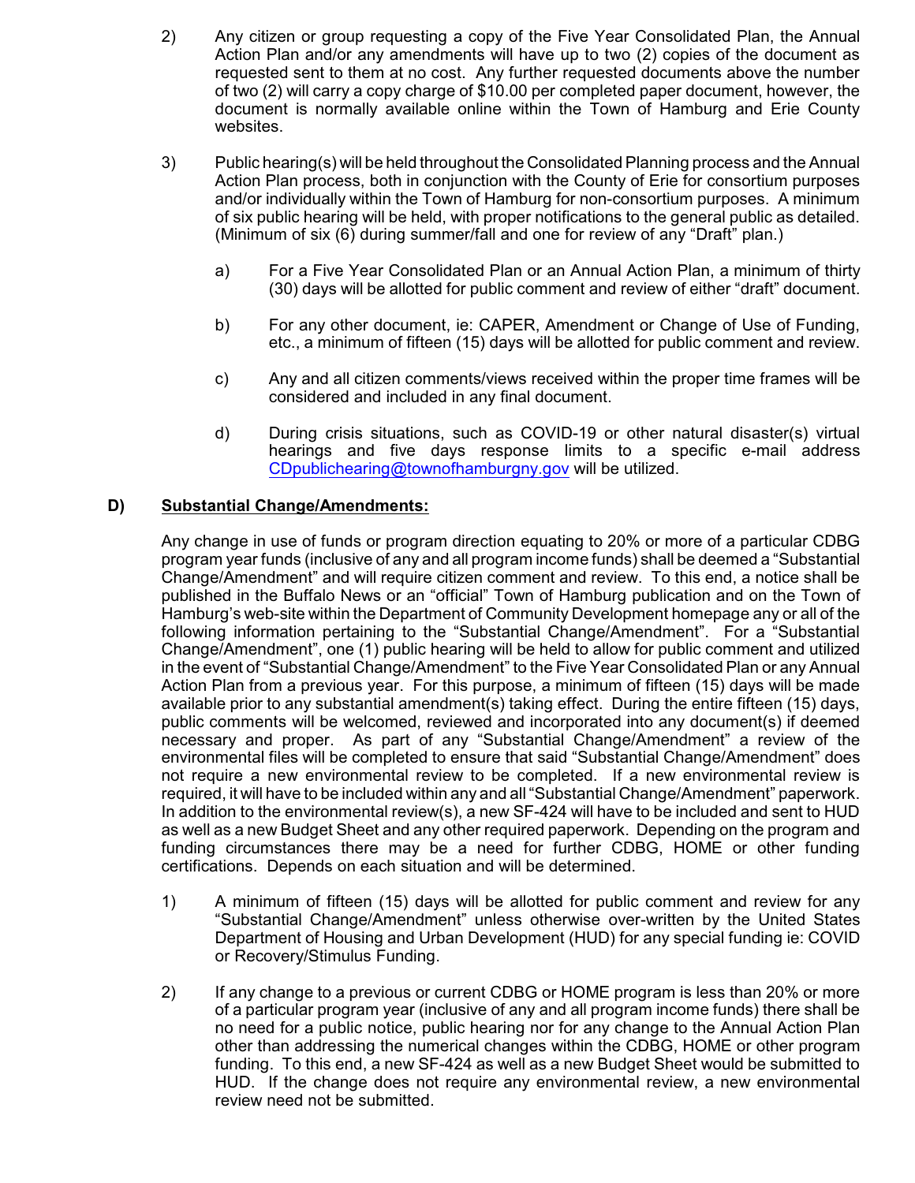2) Any citizen or group requesting a copy of the Five Year Consolidated Plan, the Annual Action Plan and/or any amendments will have up to two (2) copies of the document as requested sent to them at no cost. Any further requested documents above the number of two (2) will carry a copy charge of $10.00 per completed paper document, however, the document is normally available online within the Town of Hamburg and Erie County websites.

3) Public hearing(s) will be held throughout the Consolidated Planning process and the Annual Action Plan process, both in conjunction with the County of Erie for consortium purposes and/or individually within the Town of Hamburg for non-consortium purposes. A minimum of six public hearing will be held, with proper notifications to the general public as detailed. (Minimum of six (6) during summer/fall and one for review of any "Draft" plan.)

   a) For a Five Year Consolidated Plan or an Annual Action Plan, a minimum of thirty (30) days will be allotted for public comment and review of either "draft" document.

   b) For any other document, ie: CAPER, Amendment or Change of Use of Funding, etc., a minimum of fifteen (15) days will be allotted for public comment and review.

   c) Any and all citizen comments/views received within the proper time frames will be considered and included in any final document.

   d) During crisis situations, such as COVID-19 or other natural disaster(s) virtual hearings and five days response limits to a specific e-mail address CDpublichearing@townofhamburgny.gov will be utilized.

**D) <u>Substantial Change/Amendments:</u>**

Any change in use of funds or program direction equating to 20% or more of a particular CDBG program year funds (inclusive of any and all program income funds) shall be deemed a "Substantial Change/Amendment" and will require citizen comment and review. To this end, a notice shall be published in the Buffalo News or an "official" Town of Hamburg publication and on the Town of Hamburg's web-site within the Department of Community Development homepage any or all of the following information pertaining to the "Substantial Change/Amendment". For a "Substantial Change/Amendment", one (1) public hearing will be held to allow for public comment and utilized in the event of "Substantial Change/Amendment" to the Five Year Consolidated Plan or any Annual Action Plan from a previous year. For this purpose, a minimum of fifteen (15) days will be made available prior to any substantial amendment(s) taking effect. During the entire fifteen (15) days, public comments will be welcomed, reviewed and incorporated into any document(s) if deemed necessary and proper. As part of any "Substantial Change/Amendment" a review of the environmental files will be completed to ensure that said "Substantial Change/Amendment" does not require a new environmental review to be completed. If a new environmental review is required, it will have to be included within any and all "Substantial Change/Amendment" paperwork. In addition to the environmental review(s), a new SF-424 will have to be included and sent to HUD as well as a new Budget Sheet and any other required paperwork. Depending on the program and funding circumstances there may be a need for further CDBG, HOME or other funding certifications. Depends on each situation and will be determined.

1) A minimum of fifteen (15) days will be allotted for public comment and review for any "Substantial Change/Amendment" unless otherwise over-written by the United States Department of Housing and Urban Development (HUD) for any special funding ie: COVID or Recovery/Stimulus Funding.

2) If any change to a previous or current CDBG or HOME program is less than 20% or more of a particular program year (inclusive of any and all program income funds) there shall be no need for a public notice, public hearing nor for any change to the Annual Action Plan other than addressing the numerical changes within the CDBG, HOME or other program funding. To this end, a new SF-424 as well as a new Budget Sheet would be submitted to HUD. If the change does not require any environmental review, a new environmental review need not be submitted.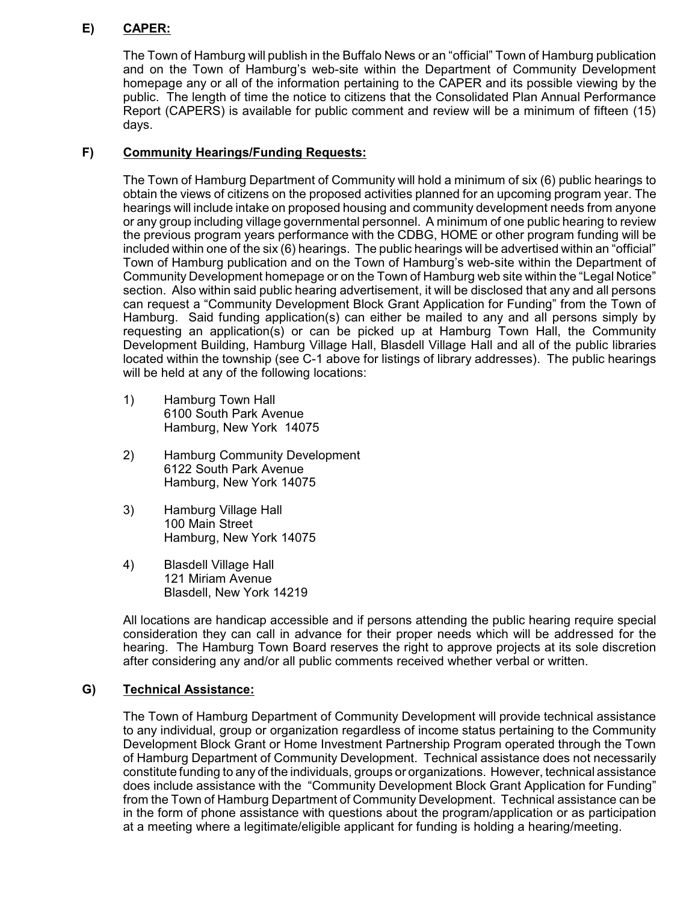**E) CAPER:**

The Town of Hamburg will publish in the Buffalo News or an "official" Town of Hamburg publication and on the Town of Hamburg's web-site within the Department of Community Development homepage any or all of the information pertaining to the CAPER and its possible viewing by the public. The length of time the notice to citizens that the Consolidated Plan Annual Performance Report (CAPERS) is available for public comment and review will be a minimum of fifteen (15) days.

**F) Community Hearings/Funding Requests:**

The Town of Hamburg Department of Community will hold a minimum of six (6) public hearings to obtain the views of citizens on the proposed activities planned for an upcoming program year. The hearings will include intake on proposed housing and community development needs from anyone or any group including village governmental personnel. A minimum of one public hearing to review the previous program years performance with the CDBG, HOME or other program funding will be included within one of the six (6) hearings. The public hearings will be advertised within an "official" Town of Hamburg publication and on the Town of Hamburg's web-site within the Department of Community Development homepage or on the Town of Hamburg web site within the "Legal Notice" section. Also within said public hearing advertisement, it will be disclosed that any and all persons can request a "Community Development Block Grant Application for Funding" from the Town of Hamburg. Said funding application(s) can either be mailed to any and all persons simply by requesting an application(s) or can be picked up at Hamburg Town Hall, the Community Development Building, Hamburg Village Hall, Blasdell Village Hall and all of the public libraries located within the township (see C-1 above for listings of library addresses). The public hearings will be held at any of the following locations:

1) Hamburg Town Hall
   6100 South Park Avenue
   Hamburg, New York 14075

2) Hamburg Community Development
   6122 South Park Avenue
   Hamburg, New York 14075

3) Hamburg Village Hall
   100 Main Street
   Hamburg, New York 14075

4) Blasdell Village Hall
   121 Miriam Avenue
   Blasdell, New York 14219

All locations are handicap accessible and if persons attending the public hearing require special consideration they can call in advance for their proper needs which will be addressed for the hearing. The Hamburg Town Board reserves the right to approve projects at its sole discretion after considering any and/or all public comments received whether verbal or written.

**G) Technical Assistance:**

The Town of Hamburg Department of Community Development will provide technical assistance to any individual, group or organization regardless of income status pertaining to the Community Development Block Grant or Home Investment Partnership Program operated through the Town of Hamburg Department of Community Development. Technical assistance does not necessarily constitute funding to any of the individuals, groups or organizations. However, technical assistance does include assistance with the "Community Development Block Grant Application for Funding" from the Town of Hamburg Department of Community Development. Technical assistance can be in the form of phone assistance with questions about the program/application or as participation at a meeting where a legitimate/eligible applicant for funding is holding a hearing/meeting.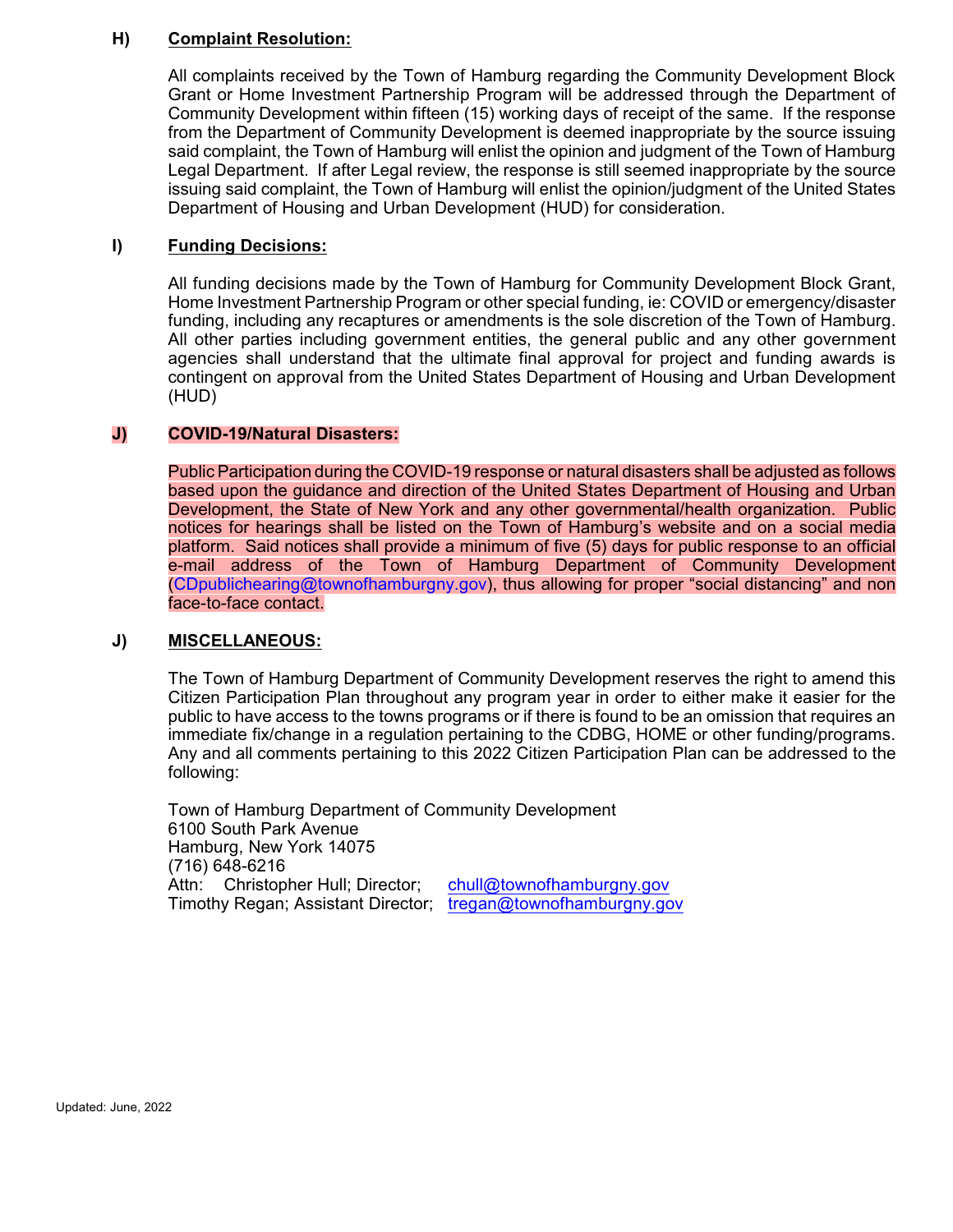**H) Complaint Resolution:**

All complaints received by the Town of Hamburg regarding the Community Development Block Grant or Home Investment Partnership Program will be addressed through the Department of Community Development within fifteen (15) working days of receipt of the same. If the response from the Department of Community Development is deemed inappropriate by the source issuing said complaint, the Town of Hamburg will enlist the opinion and judgment of the Town of Hamburg Legal Department. If after Legal review, the response is still seemed inappropriate by the source issuing said complaint, the Town of Hamburg will enlist the opinion/judgment of the United States Department of Housing and Urban Development (HUD) for consideration.

**I) Funding Decisions:**

All funding decisions made by the Town of Hamburg for Community Development Block Grant, Home Investment Partnership Program or other special funding, ie: COVID or emergency/disaster funding, including any recaptures or amendments is the sole discretion of the Town of Hamburg. All other parties including government entities, the general public and any other government agencies shall understand that the ultimate final approval for project and funding awards is contingent on approval from the United States Department of Housing and Urban Development (HUD)

**J) COVID-19/Natural Disasters:**

Public Participation during the COVID-19 response or natural disasters shall be adjusted as follows based upon the guidance and direction of the United States Department of Housing and Urban Development, the State of New York and any other governmental/health organization. Public notices for hearings shall be listed on the Town of Hamburg's website and on a social media platform. Said notices shall provide a minimum of five (5) days for public response to an official e-mail address of the Town of Hamburg Department of Community Development (CDpublichearing@townofhamburgny.gov), thus allowing for proper "social distancing" and non face-to-face contact.

**J) MISCELLANEOUS:**

The Town of Hamburg Department of Community Development reserves the right to amend this Citizen Participation Plan throughout any program year in order to either make it easier for the public to have access to the towns programs or if there is found to be an omission that requires an immediate fix/change in a regulation pertaining to the CDBG, HOME or other funding/programs. Any and all comments pertaining to this 2022 Citizen Participation Plan can be addressed to the following:

Town of Hamburg Department of Community Development
6100 South Park Avenue
Hamburg, New York 14075
(716) 648-6216
Attn: Christopher Hull; Director; chull@townofhamburgny.gov
Timothy Regan; Assistant Director; tregan@townofhamburgny.gov

Updated: June, 2022